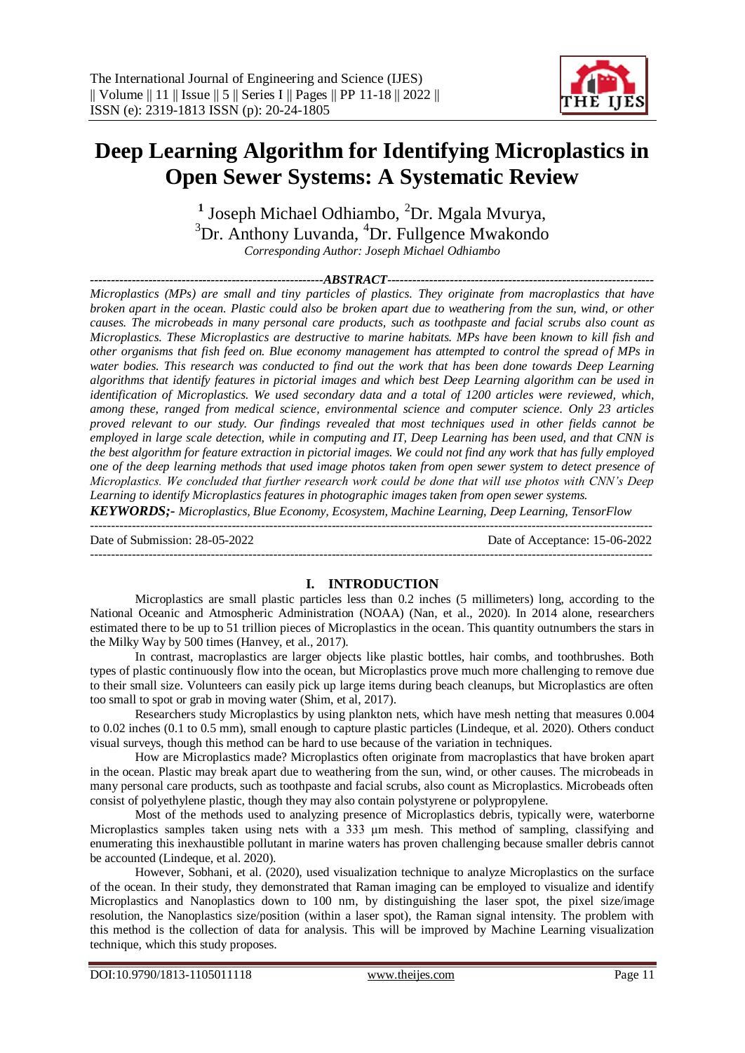# Deep Learning Algorithm for Identifying Microplastics in Open Sewer Systems: A Systematic Review

[1] Joseph Michael Odhiambo, [2]Dr. Mgala Mvurya,
[3]Dr. Anthony Luvanda, [4]Dr. Fullgence Mwakondo

*Corresponding Author: Joseph Michael Odhiambo*

## ABSTRACT

*Microplastics (MPs) are small and tiny particles of plastics. They originate from macroplastics that have broken apart in the ocean. Plastic could also be broken apart due to weathering from the sun, wind, or other causes. The microbeads in many personal care products, such as toothpaste and facial scrubs also count as Microplastics. These Microplastics are destructive to marine habitats. MPs have been known to kill fish and other organisms that fish feed on. Blue economy management has attempted to control the spread of MPs in water bodies. This research was conducted to find out the work that has been done towards Deep Learning algorithms that identify features in pictorial images and which best Deep Learning algorithm can be used in identification of Microplastics. We used secondary data and a total of 1200 articles were reviewed, which, among these, ranged from medical science, environmental science and computer science. Only 23 articles proved relevant to our study. Our findings revealed that most techniques used in other fields cannot be employed in large scale detection, while in computing and IT, Deep Learning has been used, and that CNN is the best algorithm for feature extraction in pictorial images. We could not find any work that has fully employed one of the deep learning methods that used image photos taken from open sewer system to detect presence of Microplastics. We concluded that further research work could be done that will use photos with CNN's Deep Learning to identify Microplastics features in photographic images taken from open sewer systems.*

***KEYWORDS;-*** *Microplastics, Blue Economy, Ecosystem, Machine Learning, Deep Learning, TensorFlow*

Date of Submission: 28-05-2022 | Date of Acceptance: 15-06-2022

## I. INTRODUCTION

Microplastics are small plastic particles less than 0.2 inches (5 millimeters) long, according to the National Oceanic and Atmospheric Administration (NOAA) (Nan, et al., 2020). In 2014 alone, researchers estimated there to be up to 51 trillion pieces of Microplastics in the ocean. This quantity outnumbers the stars in the Milky Way by 500 times (Hanvey, et al., 2017).

In contrast, macroplastics are larger objects like plastic bottles, hair combs, and toothbrushes. Both types of plastic continuously flow into the ocean, but Microplastics prove much more challenging to remove due to their small size. Volunteers can easily pick up large items during beach cleanups, but Microplastics are often too small to spot or grab in moving water (Shim, et al, 2017).

Researchers study Microplastics by using plankton nets, which have mesh netting that measures 0.004 to 0.02 inches (0.1 to 0.5 mm), small enough to capture plastic particles (Lindeque, et al. 2020). Others conduct visual surveys, though this method can be hard to use because of the variation in techniques.

How are Microplastics made? Microplastics often originate from macroplastics that have broken apart in the ocean. Plastic may break apart due to weathering from the sun, wind, or other causes. The microbeads in many personal care products, such as toothpaste and facial scrubs, also count as Microplastics. Microbeads often consist of polyethylene plastic, though they may also contain polystyrene or polypropylene.

Most of the methods used to analyzing presence of Microplastics debris, typically were, waterborne Microplastics samples taken using nets with a 333 µm mesh. This method of sampling, classifying and enumerating this inexhaustible pollutant in marine waters has proven challenging because smaller debris cannot be accounted (Lindeque, et al. 2020).

However, Sobhani, et al. (2020), used visualization technique to analyze Microplastics on the surface of the ocean. In their study, they demonstrated that Raman imaging can be employed to visualize and identify Microplastics and Nanoplastics down to 100 nm, by distinguishing the laser spot, the pixel size/image resolution, the Nanoplastics size/position (within a laser spot), the Raman signal intensity. The problem with this method is the collection of data for analysis. This will be improved by Machine Learning visualization technique, which this study proposes.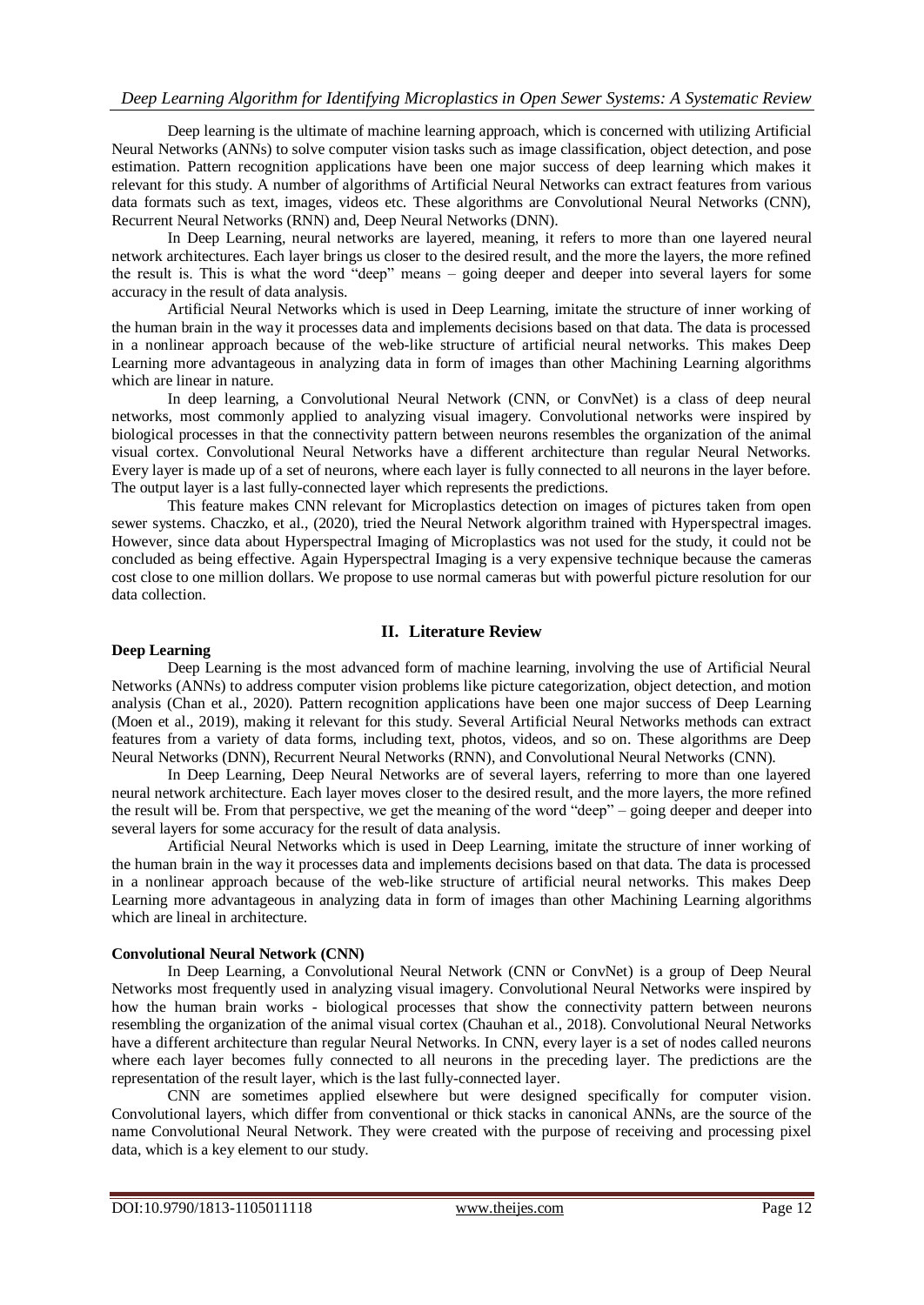Deep learning is the ultimate of machine learning approach, which is concerned with utilizing Artificial Neural Networks (ANNs) to solve computer vision tasks such as image classification, object detection, and pose estimation. Pattern recognition applications have been one major success of deep learning which makes it relevant for this study. A number of algorithms of Artificial Neural Networks can extract features from various data formats such as text, images, videos etc. These algorithms are Convolutional Neural Networks (CNN), Recurrent Neural Networks (RNN) and, Deep Neural Networks (DNN).

In Deep Learning, neural networks are layered, meaning, it refers to more than one layered neural network architectures. Each layer brings us closer to the desired result, and the more the layers, the more refined the result is. This is what the word "deep" means – going deeper and deeper into several layers for some accuracy in the result of data analysis.

Artificial Neural Networks which is used in Deep Learning, imitate the structure of inner working of the human brain in the way it processes data and implements decisions based on that data. The data is processed in a nonlinear approach because of the web-like structure of artificial neural networks. This makes Deep Learning more advantageous in analyzing data in form of images than other Machining Learning algorithms which are linear in nature.

In deep learning, a Convolutional Neural Network (CNN, or ConvNet) is a class of deep neural networks, most commonly applied to analyzing visual imagery. Convolutional networks were inspired by biological processes in that the connectivity pattern between neurons resembles the organization of the animal visual cortex. Convolutional Neural Networks have a different architecture than regular Neural Networks. Every layer is made up of a set of neurons, where each layer is fully connected to all neurons in the layer before. The output layer is a last fully-connected layer which represents the predictions.

This feature makes CNN relevant for Microplastics detection on images of pictures taken from open sewer systems. Chaczko, et al., (2020), tried the Neural Network algorithm trained with Hyperspectral images. However, since data about Hyperspectral Imaging of Microplastics was not used for the study, it could not be concluded as being effective. Again Hyperspectral Imaging is a very expensive technique because the cameras cost close to one million dollars. We propose to use normal cameras but with powerful picture resolution for our data collection.

## II. Literature Review

### Deep Learning

Deep Learning is the most advanced form of machine learning, involving the use of Artificial Neural Networks (ANNs) to address computer vision problems like picture categorization, object detection, and motion analysis (Chan et al., 2020). Pattern recognition applications have been one major success of Deep Learning (Moen et al., 2019), making it relevant for this study. Several Artificial Neural Networks methods can extract features from a variety of data forms, including text, photos, videos, and so on. These algorithms are Deep Neural Networks (DNN), Recurrent Neural Networks (RNN), and Convolutional Neural Networks (CNN).

In Deep Learning, Deep Neural Networks are of several layers, referring to more than one layered neural network architecture. Each layer moves closer to the desired result, and the more layers, the more refined the result will be. From that perspective, we get the meaning of the word "deep" – going deeper and deeper into several layers for some accuracy for the result of data analysis.

Artificial Neural Networks which is used in Deep Learning, imitate the structure of inner working of the human brain in the way it processes data and implements decisions based on that data. The data is processed in a nonlinear approach because of the web-like structure of artificial neural networks. This makes Deep Learning more advantageous in analyzing data in form of images than other Machining Learning algorithms which are lineal in architecture.

### Convolutional Neural Network (CNN)

In Deep Learning, a Convolutional Neural Network (CNN or ConvNet) is a group of Deep Neural Networks most frequently used in analyzing visual imagery. Convolutional Neural Networks were inspired by how the human brain works - biological processes that show the connectivity pattern between neurons resembling the organization of the animal visual cortex (Chauhan et al., 2018). Convolutional Neural Networks have a different architecture than regular Neural Networks. In CNN, every layer is a set of nodes called neurons where each layer becomes fully connected to all neurons in the preceding layer. The predictions are the representation of the result layer, which is the last fully-connected layer.

CNN are sometimes applied elsewhere but were designed specifically for computer vision. Convolutional layers, which differ from conventional or thick stacks in canonical ANNs, are the source of the name Convolutional Neural Network. They were created with the purpose of receiving and processing pixel data, which is a key element to our study.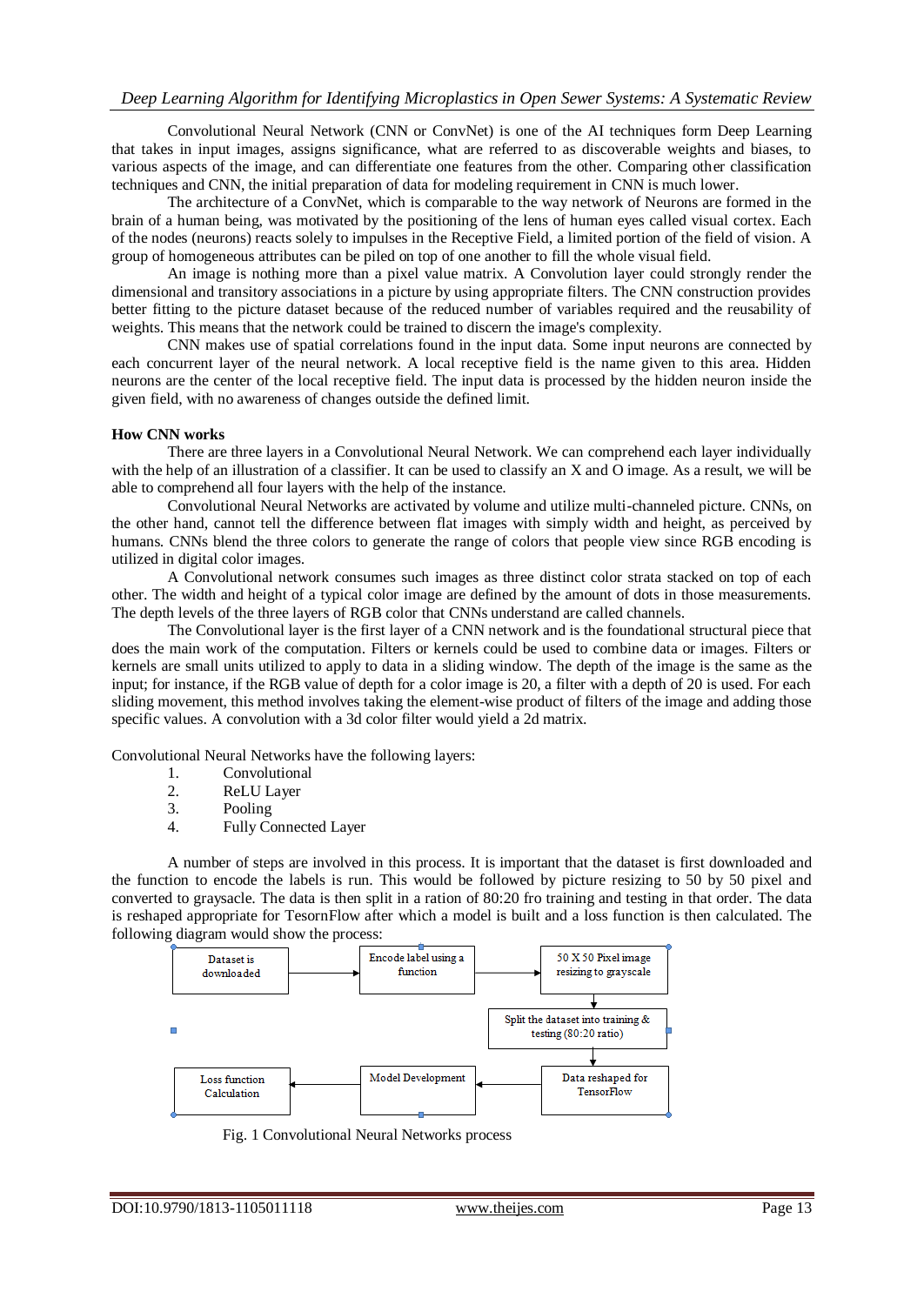Convolutional Neural Network (CNN or ConvNet) is one of the AI techniques form Deep Learning that takes in input images, assigns significance, what are referred to as discoverable weights and biases, to various aspects of the image, and can differentiate one features from the other. Comparing other classification techniques and CNN, the initial preparation of data for modeling requirement in CNN is much lower.

The architecture of a ConvNet, which is comparable to the way network of Neurons are formed in the brain of a human being, was motivated by the positioning of the lens of human eyes called visual cortex. Each of the nodes (neurons) reacts solely to impulses in the Receptive Field, a limited portion of the field of vision. A group of homogeneous attributes can be piled on top of one another to fill the whole visual field.

An image is nothing more than a pixel value matrix. A Convolution layer could strongly render the dimensional and transitory associations in a picture by using appropriate filters. The CNN construction provides better fitting to the picture dataset because of the reduced number of variables required and the reusability of weights. This means that the network could be trained to discern the image's complexity.

CNN makes use of spatial correlations found in the input data. Some input neurons are connected by each concurrent layer of the neural network. A local receptive field is the name given to this area. Hidden neurons are the center of the local receptive field. The input data is processed by the hidden neuron inside the given field, with no awareness of changes outside the defined limit.

**How CNN works**

There are three layers in a Convolutional Neural Network. We can comprehend each layer individually with the help of an illustration of a classifier. It can be used to classify an X and O image. As a result, we will be able to comprehend all four layers with the help of the instance.

Convolutional Neural Networks are activated by volume and utilize multi-channeled picture. CNNs, on the other hand, cannot tell the difference between flat images with simply width and height, as perceived by humans. CNNs blend the three colors to generate the range of colors that people view since RGB encoding is utilized in digital color images.

A Convolutional network consumes such images as three distinct color strata stacked on top of each other. The width and height of a typical color image are defined by the amount of dots in those measurements. The depth levels of the three layers of RGB color that CNNs understand are called channels.

The Convolutional layer is the first layer of a CNN network and is the foundational structural piece that does the main work of the computation. Filters or kernels could be used to combine data or images. Filters or kernels are small units utilized to apply to data in a sliding window. The depth of the image is the same as the input; for instance, if the RGB value of depth for a color image is 20, a filter with a depth of 20 is used. For each sliding movement, this method involves taking the element-wise product of filters of the image and adding those specific values. A convolution with a 3d color filter would yield a 2d matrix.

Convolutional Neural Networks have the following layers:

1. Convolutional
2. ReLU Layer
3. Pooling
4. Fully Connected Layer

A number of steps are involved in this process. It is important that the dataset is first downloaded and the function to encode the labels is run. This would be followed by picture resizing to 50 by 50 pixel and converted to graysacle. The data is then split in a ration of 80:20 fro training and testing in that order. The data is reshaped appropriate for TesornFlow after which a model is built and a loss function is then calculated. The following diagram would show the process:

Dataset is downloaded → Encode label using a function → 50 X 50 Pixel image resizing to grayscale → Split the dataset into training & testing (80:20 ratio) → Data reshaped for TensorFlow → Model Development → Loss function Calculation

Fig. 1 Convolutional Neural Networks process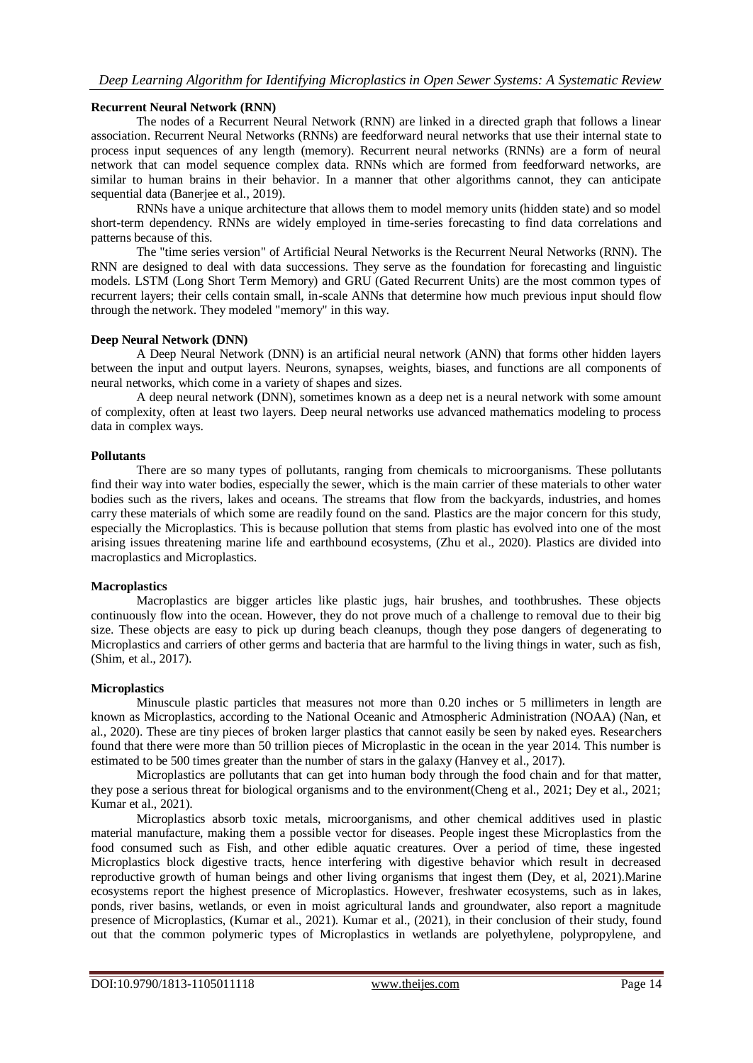**Recurrent Neural Network (RNN)**

The nodes of a Recurrent Neural Network (RNN) are linked in a directed graph that follows a linear association. Recurrent Neural Networks (RNNs) are feedforward neural networks that use their internal state to process input sequences of any length (memory). Recurrent neural networks (RNNs) are a form of neural network that can model sequence complex data. RNNs which are formed from feedforward networks, are similar to human brains in their behavior. In a manner that other algorithms cannot, they can anticipate sequential data (Banerjee et al., 2019).

RNNs have a unique architecture that allows them to model memory units (hidden state) and so model short-term dependency. RNNs are widely employed in time-series forecasting to find data correlations and patterns because of this.

The "time series version" of Artificial Neural Networks is the Recurrent Neural Networks (RNN). The RNN are designed to deal with data successions. They serve as the foundation for forecasting and linguistic models. LSTM (Long Short Term Memory) and GRU (Gated Recurrent Units) are the most common types of recurrent layers; their cells contain small, in-scale ANNs that determine how much previous input should flow through the network. They modeled "memory" in this way.

**Deep Neural Network (DNN)**

A Deep Neural Network (DNN) is an artificial neural network (ANN) that forms other hidden layers between the input and output layers. Neurons, synapses, weights, biases, and functions are all components of neural networks, which come in a variety of shapes and sizes.

A deep neural network (DNN), sometimes known as a deep net is a neural network with some amount of complexity, often at least two layers. Deep neural networks use advanced mathematics modeling to process data in complex ways.

**Pollutants**

There are so many types of pollutants, ranging from chemicals to microorganisms. These pollutants find their way into water bodies, especially the sewer, which is the main carrier of these materials to other water bodies such as the rivers, lakes and oceans. The streams that flow from the backyards, industries, and homes carry these materials of which some are readily found on the sand. Plastics are the major concern for this study, especially the Microplastics. This is because pollution that stems from plastic has evolved into one of the most arising issues threatening marine life and earthbound ecosystems, (Zhu et al., 2020). Plastics are divided into macroplastics and Microplastics.

**Macroplastics**

Macroplastics are bigger articles like plastic jugs, hair brushes, and toothbrushes. These objects continuously flow into the ocean. However, they do not prove much of a challenge to removal due to their big size. These objects are easy to pick up during beach cleanups, though they pose dangers of degenerating to Microplastics and carriers of other germs and bacteria that are harmful to the living things in water, such as fish, (Shim, et al., 2017).

**Microplastics**

Minuscule plastic particles that measures not more than 0.20 inches or 5 millimeters in length are known as Microplastics, according to the National Oceanic and Atmospheric Administration (NOAA) (Nan, et al., 2020). These are tiny pieces of broken larger plastics that cannot easily be seen by naked eyes. Researchers found that there were more than 50 trillion pieces of Microplastic in the ocean in the year 2014. This number is estimated to be 500 times greater than the number of stars in the galaxy (Hanvey et al., 2017).

Microplastics are pollutants that can get into human body through the food chain and for that matter, they pose a serious threat for biological organisms and to the environment(Cheng et al., 2021; Dey et al., 2021; Kumar et al., 2021).

Microplastics absorb toxic metals, microorganisms, and other chemical additives used in plastic material manufacture, making them a possible vector for diseases. People ingest these Microplastics from the food consumed such as Fish, and other edible aquatic creatures. Over a period of time, these ingested Microplastics block digestive tracts, hence interfering with digestive behavior which result in decreased reproductive growth of human beings and other living organisms that ingest them (Dey, et al, 2021).Marine ecosystems report the highest presence of Microplastics. However, freshwater ecosystems, such as in lakes, ponds, river basins, wetlands, or even in moist agricultural lands and groundwater, also report a magnitude presence of Microplastics, (Kumar et al., 2021). Kumar et al., (2021), in their conclusion of their study, found out that the common polymeric types of Microplastics in wetlands are polyethylene, polypropylene, and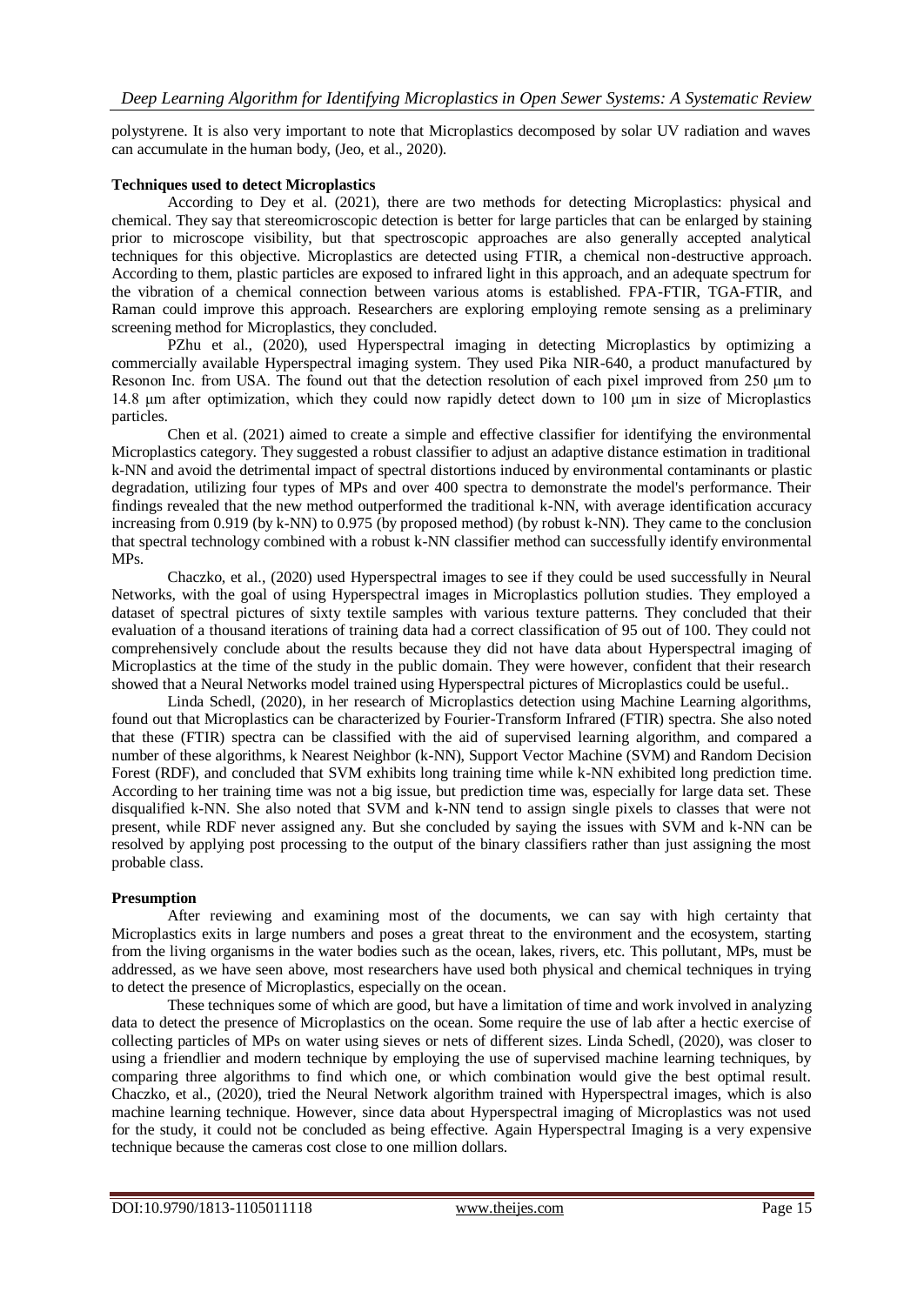polystyrene. It is also very important to note that Microplastics decomposed by solar UV radiation and waves can accumulate in the human body, (Jeo, et al., 2020).

**Techniques used to detect Microplastics**

According to Dey et al. (2021), there are two methods for detecting Microplastics: physical and chemical. They say that stereomicroscopic detection is better for large particles that can be enlarged by staining prior to microscope visibility, but that spectroscopic approaches are also generally accepted analytical techniques for this objective. Microplastics are detected using FTIR, a chemical non-destructive approach. According to them, plastic particles are exposed to infrared light in this approach, and an adequate spectrum for the vibration of a chemical connection between various atoms is established. FPA-FTIR, TGA-FTIR, and Raman could improve this approach. Researchers are exploring employing remote sensing as a preliminary screening method for Microplastics, they concluded.

PZhu et al., (2020), used Hyperspectral imaging in detecting Microplastics by optimizing a commercially available Hyperspectral imaging system. They used Pika NIR-640, a product manufactured by Resonon Inc. from USA. The found out that the detection resolution of each pixel improved from 250 μm to 14.8 μm after optimization, which they could now rapidly detect down to 100 μm in size of Microplastics particles.

Chen et al. (2021) aimed to create a simple and effective classifier for identifying the environmental Microplastics category. They suggested a robust classifier to adjust an adaptive distance estimation in traditional k-NN and avoid the detrimental impact of spectral distortions induced by environmental contaminants or plastic degradation, utilizing four types of MPs and over 400 spectra to demonstrate the model's performance. Their findings revealed that the new method outperformed the traditional k-NN, with average identification accuracy increasing from 0.919 (by k-NN) to 0.975 (by proposed method) (by robust k-NN). They came to the conclusion that spectral technology combined with a robust k-NN classifier method can successfully identify environmental MPs.

Chaczko, et al., (2020) used Hyperspectral images to see if they could be used successfully in Neural Networks, with the goal of using Hyperspectral images in Microplastics pollution studies. They employed a dataset of spectral pictures of sixty textile samples with various texture patterns. They concluded that their evaluation of a thousand iterations of training data had a correct classification of 95 out of 100. They could not comprehensively conclude about the results because they did not have data about Hyperspectral imaging of Microplastics at the time of the study in the public domain. They were however, confident that their research showed that a Neural Networks model trained using Hyperspectral pictures of Microplastics could be useful..

Linda Schedl, (2020), in her research of Microplastics detection using Machine Learning algorithms, found out that Microplastics can be characterized by Fourier-Transform Infrared (FTIR) spectra. She also noted that these (FTIR) spectra can be classified with the aid of supervised learning algorithm, and compared a number of these algorithms, k Nearest Neighbor (k-NN), Support Vector Machine (SVM) and Random Decision Forest (RDF), and concluded that SVM exhibits long training time while k-NN exhibited long prediction time. According to her training time was not a big issue, but prediction time was, especially for large data set. These disqualified k-NN. She also noted that SVM and k-NN tend to assign single pixels to classes that were not present, while RDF never assigned any. But she concluded by saying the issues with SVM and k-NN can be resolved by applying post processing to the output of the binary classifiers rather than just assigning the most probable class.

**Presumption**

After reviewing and examining most of the documents, we can say with high certainty that Microplastics exits in large numbers and poses a great threat to the environment and the ecosystem, starting from the living organisms in the water bodies such as the ocean, lakes, rivers, etc. This pollutant, MPs, must be addressed, as we have seen above, most researchers have used both physical and chemical techniques in trying to detect the presence of Microplastics, especially on the ocean.

These techniques some of which are good, but have a limitation of time and work involved in analyzing data to detect the presence of Microplastics on the ocean. Some require the use of lab after a hectic exercise of collecting particles of MPs on water using sieves or nets of different sizes. Linda Schedl, (2020), was closer to using a friendlier and modern technique by employing the use of supervised machine learning techniques, by comparing three algorithms to find which one, or which combination would give the best optimal result. Chaczko, et al., (2020), tried the Neural Network algorithm trained with Hyperspectral images, which is also machine learning technique. However, since data about Hyperspectral imaging of Microplastics was not used for the study, it could not be concluded as being effective. Again Hyperspectral Imaging is a very expensive technique because the cameras cost close to one million dollars.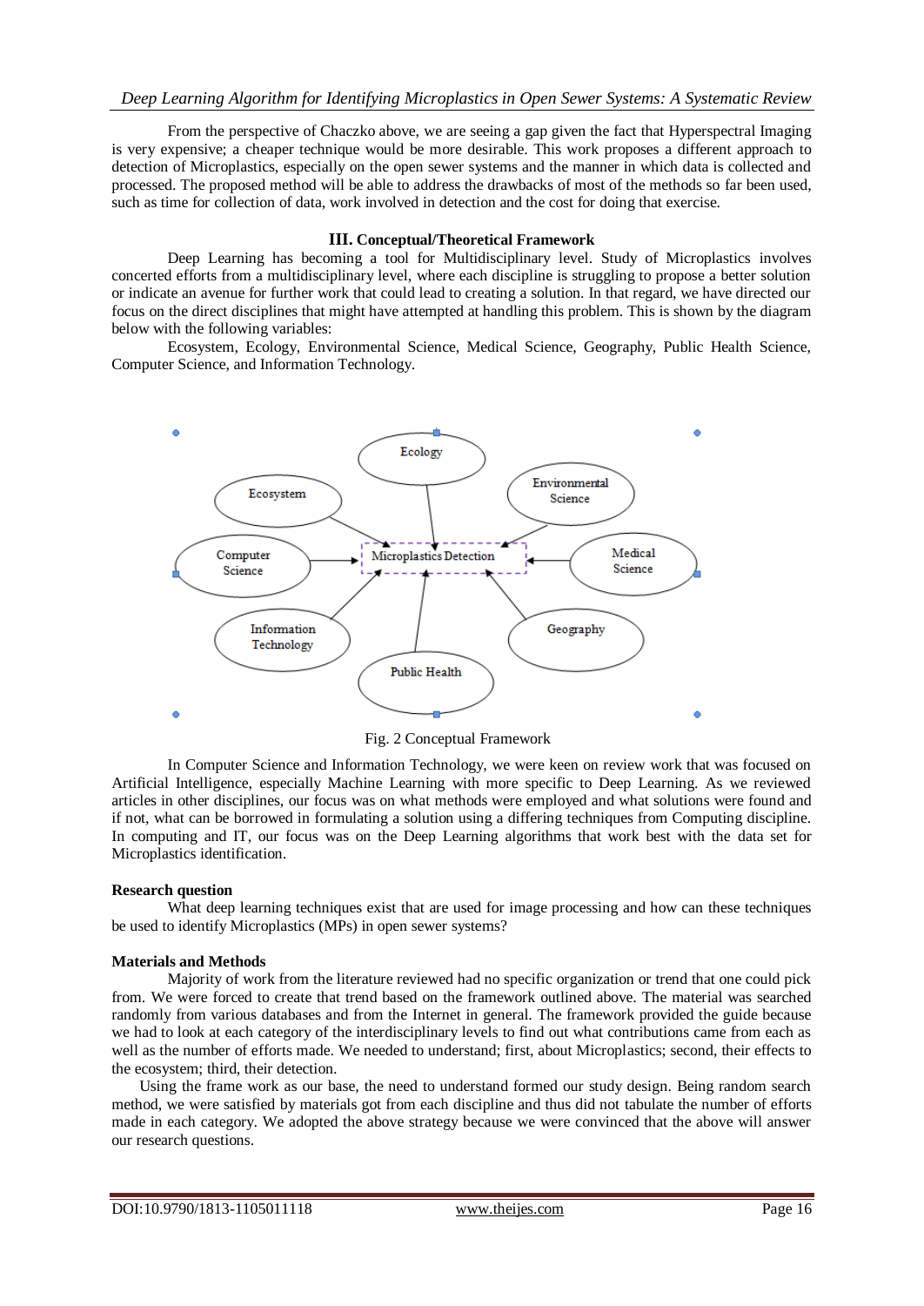From the perspective of Chaczko above, we are seeing a gap given the fact that Hyperspectral Imaging is very expensive; a cheaper technique would be more desirable. This work proposes a different approach to detection of Microplastics, especially on the open sewer systems and the manner in which data is collected and processed. The proposed method will be able to address the drawbacks of most of the methods so far been used, such as time for collection of data, work involved in detection and the cost for doing that exercise.

## III. Conceptual/Theoretical Framework

Deep Learning has becoming a tool for Multidisciplinary level. Study of Microplastics involves concerted efforts from a multidisciplinary level, where each discipline is struggling to propose a better solution or indicate an avenue for further work that could lead to creating a solution. In that regard, we have directed our focus on the direct disciplines that might have attempted at handling this problem. This is shown by the diagram below with the following variables:

Ecosystem, Ecology, Environmental Science, Medical Science, Geography, Public Health Science, Computer Science, and Information Technology.

Ecology | Ecosystem | Environmental Science | Computer Science | Microplastics Detection | Medical Science | Information Technology | Geography | Public Health

Fig. 2 Conceptual Framework

In Computer Science and Information Technology, we were keen on review work that was focused on Artificial Intelligence, especially Machine Learning with more specific to Deep Learning. As we reviewed articles in other disciplines, our focus was on what methods were employed and what solutions were found and if not, what can be borrowed in formulating a solution using a differing techniques from Computing discipline. In computing and IT, our focus was on the Deep Learning algorithms that work best with the data set for Microplastics identification.

**Research question**

What deep learning techniques exist that are used for image processing and how can these techniques be used to identify Microplastics (MPs) in open sewer systems?

**Materials and Methods**

Majority of work from the literature reviewed had no specific organization or trend that one could pick from. We were forced to create that trend based on the framework outlined above. The material was searched randomly from various databases and from the Internet in general. The framework provided the guide because we had to look at each category of the interdisciplinary levels to find out what contributions came from each as well as the number of efforts made. We needed to understand; first, about Microplastics; second, their effects to the ecosystem; third, their detection.

Using the frame work as our base, the need to understand formed our study design. Being random search method, we were satisfied by materials got from each discipline and thus did not tabulate the number of efforts made in each category. We adopted the above strategy because we were convinced that the above will answer our research questions.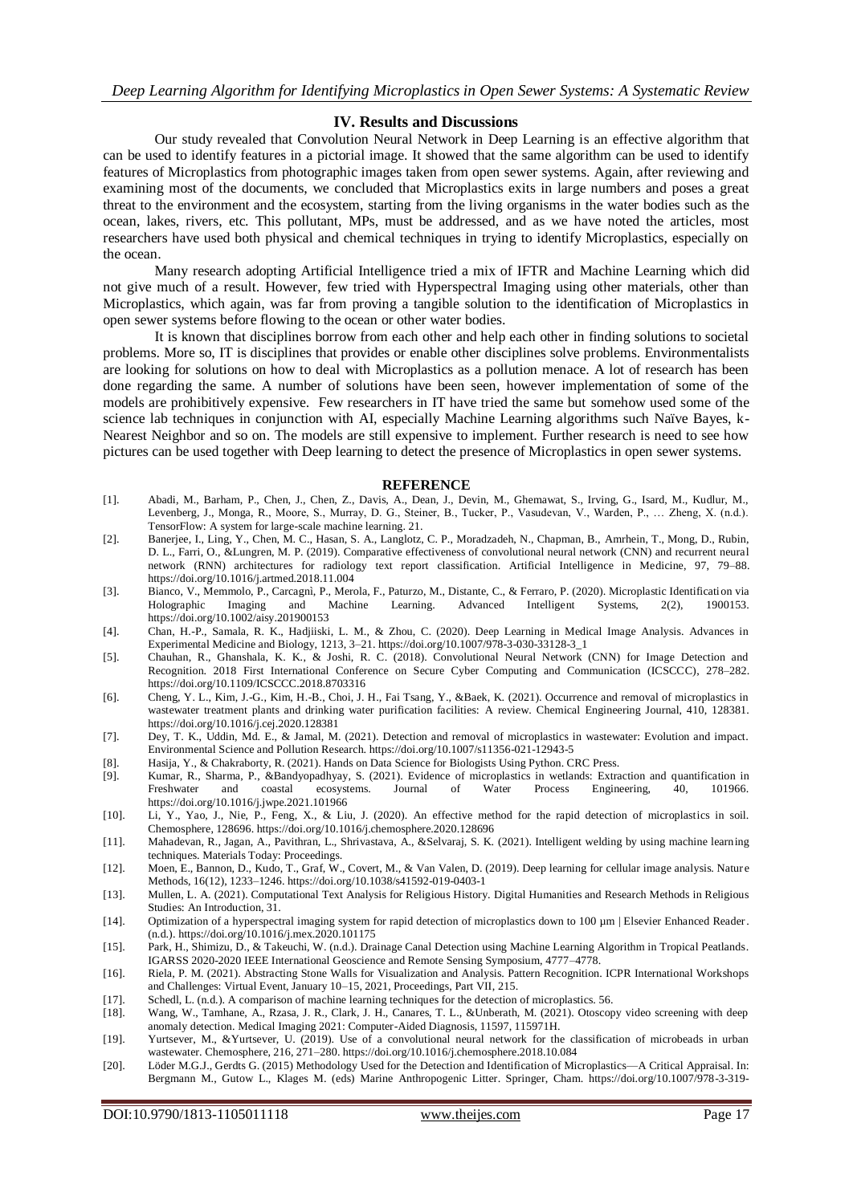## IV. Results and Discussions

Our study revealed that Convolution Neural Network in Deep Learning is an effective algorithm that can be used to identify features in a pictorial image. It showed that the same algorithm can be used to identify features of Microplastics from photographic images taken from open sewer systems. Again, after reviewing and examining most of the documents, we concluded that Microplastics exits in large numbers and poses a great threat to the environment and the ecosystem, starting from the living organisms in the water bodies such as the ocean, lakes, rivers, etc. This pollutant, MPs, must be addressed, and as we have noted the articles, most researchers have used both physical and chemical techniques in trying to identify Microplastics, especially on the ocean.

Many research adopting Artificial Intelligence tried a mix of IFTR and Machine Learning which did not give much of a result. However, few tried with Hyperspectral Imaging using other materials, other than Microplastics, which again, was far from proving a tangible solution to the identification of Microplastics in open sewer systems before flowing to the ocean or other water bodies.

It is known that disciplines borrow from each other and help each other in finding solutions to societal problems. More so, IT is disciplines that provides or enable other disciplines solve problems. Environmentalists are looking for solutions on how to deal with Microplastics as a pollution menace. A lot of research has been done regarding the same. A number of solutions have been seen, however implementation of some of the models are prohibitively expensive. Few researchers in IT have tried the same but somehow used some of the science lab techniques in conjunction with AI, especially Machine Learning algorithms such Naïve Bayes, k-Nearest Neighbor and so on. The models are still expensive to implement. Further research is need to see how pictures can be used together with Deep learning to detect the presence of Microplastics in open sewer systems.

## REFERENCE

[1]. Abadi, M., Barham, P., Chen, J., Chen, Z., Davis, A., Dean, J., Devin, M., Ghemawat, S., Irving, G., Isard, M., Kudlur, M., Levenberg, J., Monga, R., Moore, S., Murray, D. G., Steiner, B., Tucker, P., Vasudevan, V., Warden, P., … Zheng, X. (n.d.). TensorFlow: A system for large-scale machine learning. 21.

[2]. Banerjee, I., Ling, Y., Chen, M. C., Hasan, S. A., Langlotz, C. P., Moradzadeh, N., Chapman, B., Amrhein, T., Mong, D., Rubin, D. L., Farri, O., &Lungren, M. P. (2019). Comparative effectiveness of convolutional neural network (CNN) and recurrent neural network (RNN) architectures for radiology text report classification. Artificial Intelligence in Medicine, 97, 79–88. https://doi.org/10.1016/j.artmed.2018.11.004

[3]. Bianco, V., Memmolo, P., Carcagnì, P., Merola, F., Paturzo, M., Distante, C., & Ferraro, P. (2020). Microplastic Identification via Holographic Imaging and Machine Learning. Advanced Intelligent Systems, 2(2), 1900153. https://doi.org/10.1002/aisy.201900153

[4]. Chan, H.-P., Samala, R. K., Hadjiiski, L. M., & Zhou, C. (2020). Deep Learning in Medical Image Analysis. Advances in Experimental Medicine and Biology, 1213, 3–21. https://doi.org/10.1007/978-3-030-33128-3_1

[5]. Chauhan, R., Ghanshala, K. K., & Joshi, R. C. (2018). Convolutional Neural Network (CNN) for Image Detection and Recognition. 2018 First International Conference on Secure Cyber Computing and Communication (ICSCCC), 278–282. https://doi.org/10.1109/ICSCCC.2018.8703316

[6]. Cheng, Y. L., Kim, J.-G., Kim, H.-B., Choi, J. H., Fai Tsang, Y., &Baek, K. (2021). Occurrence and removal of microplastics in wastewater treatment plants and drinking water purification facilities: A review. Chemical Engineering Journal, 410, 128381. https://doi.org/10.1016/j.cej.2020.128381

[7]. Dey, T. K., Uddin, Md. E., & Jamal, M. (2021). Detection and removal of microplastics in wastewater: Evolution and impact. Environmental Science and Pollution Research. https://doi.org/10.1007/s11356-021-12943-5

[8]. Hasija, Y., & Chakraborty, R. (2021). Hands on Data Science for Biologists Using Python. CRC Press.

[9]. Kumar, R., Sharma, P., &Bandyopadhyay, S. (2021). Evidence of microplastics in wetlands: Extraction and quantification in Freshwater and coastal ecosystems. Journal of Water Process Engineering, 40, 101966. https://doi.org/10.1016/j.jwpe.2021.101966

[10]. Li, Y., Yao, J., Nie, P., Feng, X., & Liu, J. (2020). An effective method for the rapid detection of microplastics in soil. Chemosphere, 128696. https://doi.org/10.1016/j.chemosphere.2020.128696

[11]. Mahadevan, R., Jagan, A., Pavithran, L., Shrivastava, A., &Selvaraj, S. K. (2021). Intelligent welding by using machine learning techniques. Materials Today: Proceedings.

[12]. Moen, E., Bannon, D., Kudo, T., Graf, W., Covert, M., & Van Valen, D. (2019). Deep learning for cellular image analysis. Nature Methods, 16(12), 1233–1246. https://doi.org/10.1038/s41592-019-0403-1

[13]. Mullen, L. A. (2021). Computational Text Analysis for Religious History. Digital Humanities and Research Methods in Religious Studies: An Introduction, 31.

[14]. Optimization of a hyperspectral imaging system for rapid detection of microplastics down to 100 µm | Elsevier Enhanced Reader. (n.d.). https://doi.org/10.1016/j.mex.2020.101175

[15]. Park, H., Shimizu, D., & Takeuchi, W. (n.d.). Drainage Canal Detection using Machine Learning Algorithm in Tropical Peatlands. IGARSS 2020-2020 IEEE International Geoscience and Remote Sensing Symposium, 4777–4778.

[16]. Riela, P. M. (2021). Abstracting Stone Walls for Visualization and Analysis. Pattern Recognition. ICPR International Workshops and Challenges: Virtual Event, January 10–15, 2021, Proceedings, Part VII, 215.

[17]. Schedl, L. (n.d.). A comparison of machine learning techniques for the detection of microplastics. 56.

[18]. Wang, W., Tamhane, A., Rzasa, J. R., Clark, J. H., Canares, T. L., &Unberath, M. (2021). Otoscopy video screening with deep anomaly detection. Medical Imaging 2021: Computer-Aided Diagnosis, 11597, 115971H.

[19]. Yurtsever, M., &Yurtsever, U. (2019). Use of a convolutional neural network for the classification of microbeads in urban wastewater. Chemosphere, 216, 271–280. https://doi.org/10.1016/j.chemosphere.2018.10.084

[20]. Löder M.G.J., Gerdts G. (2015) Methodology Used for the Detection and Identification of Microplastics—A Critical Appraisal. In: Bergmann M., Gutow L., Klages M. (eds) Marine Anthropogenic Litter. Springer, Cham. https://doi.org/10.1007/978-3-319-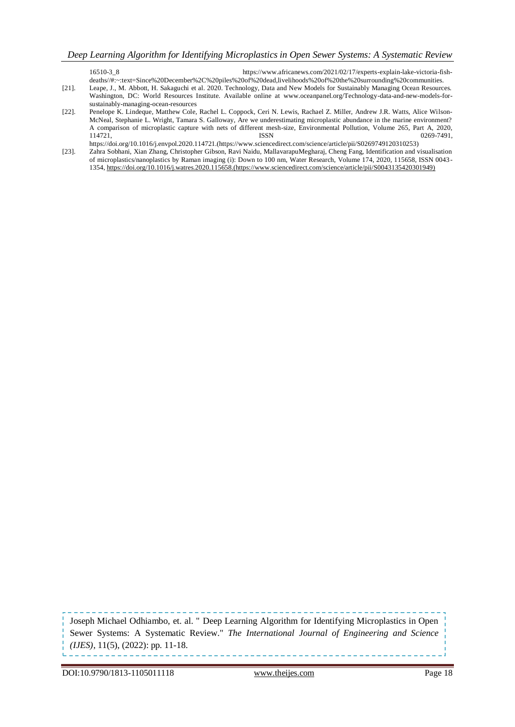16510-3_8 https://www.africanews.com/2021/02/17/experts-explain-lake-victoria-fish-deaths//#:~:text=Since%20December%2C%20piles%20of%20dead,livelihoods%20of%20the%20surrounding%20communities.

[21]. Leape, J., M. Abbott, H. Sakaguchi et al. 2020. Technology, Data and New Models for Sustainably Managing Ocean Resources. Washington, DC: World Resources Institute. Available online at www.oceanpanel.org/Technology-data-and-new-models-for-sustainably-managing-ocean-resources

[22]. Penelope K. Lindeque, Matthew Cole, Rachel L. Coppock, Ceri N. Lewis, Rachael Z. Miller, Andrew J.R. Watts, Alice Wilson-McNeal, Stephanie L. Wright, Tamara S. Galloway, Are we underestimating microplastic abundance in the marine environment? A comparison of microplastic capture with nets of different mesh-size, Environmental Pollution, Volume 265, Part A, 2020, 114721, ISSN 0269-7491, https://doi.org/10.1016/j.envpol.2020.114721.(https://www.sciencedirect.com/science/article/pii/S0269749120310253)

[23]. Zahra Sobhani, Xian Zhang, Christopher Gibson, Ravi Naidu, MallavarapuMegharaj, Cheng Fang, Identification and visualisation of microplastics/nanoplastics by Raman imaging (i): Down to 100 nm, Water Research, Volume 174, 2020, 115658, ISSN 0043-1354, https://doi.org/10.1016/j.watres.2020.115658.(https://www.sciencedirect.com/science/article/pii/S0043135420301949)

Joseph Michael Odhiambo, et. al. " Deep Learning Algorithm for Identifying Microplastics in Open Sewer Systems: A Systematic Review." *The International Journal of Engineering and Science (IJES)*, 11(5), (2022): pp. 11-18.